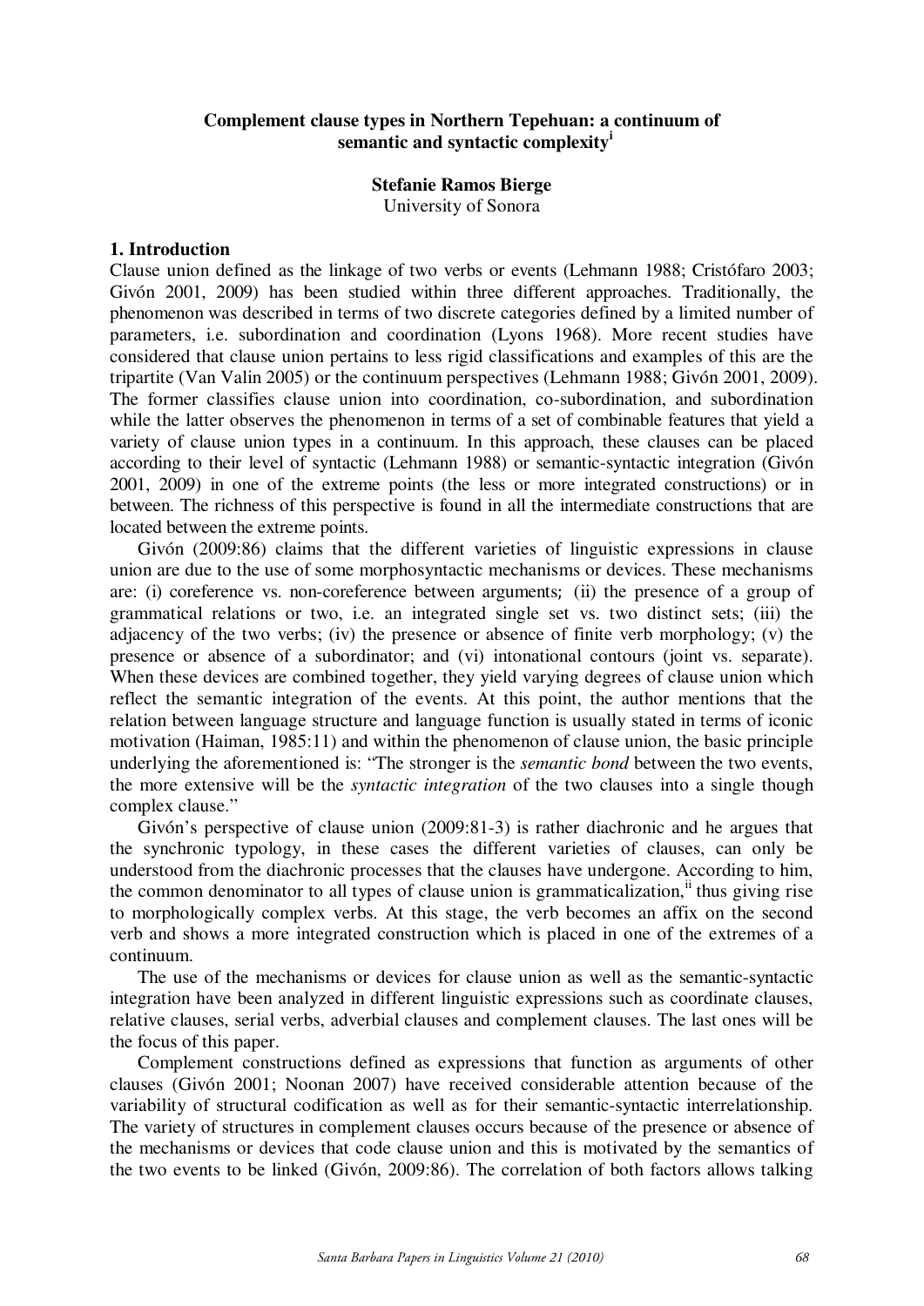**Complement clause types in Northern Tepehuan: a continuum of semantic and syntactic complexity[i]**

**Stefanie Ramos Bierge**
University of Sonora

## 1. Introduction

Clause union defined as the linkage of two verbs or events (Lehmann 1988; Cristófaro 2003; Givón 2001, 2009) has been studied within three different approaches. Traditionally, the phenomenon was described in terms of two discrete categories defined by a limited number of parameters, i.e. subordination and coordination (Lyons 1968). More recent studies have considered that clause union pertains to less rigid classifications and examples of this are the tripartite (Van Valin 2005) or the continuum perspectives (Lehmann 1988; Givón 2001, 2009). The former classifies clause union into coordination, co-subordination, and subordination while the latter observes the phenomenon in terms of a set of combinable features that yield a variety of clause union types in a continuum. In this approach, these clauses can be placed according to their level of syntactic (Lehmann 1988) or semantic-syntactic integration (Givón 2001, 2009) in one of the extreme points (the less or more integrated constructions) or in between. The richness of this perspective is found in all the intermediate constructions that are located between the extreme points.

Givón (2009:86) claims that the different varieties of linguistic expressions in clause union are due to the use of some morphosyntactic mechanisms or devices. These mechanisms are: (i) coreference vs. non-coreference between arguments; (ii) the presence of a group of grammatical relations or two, i.e. an integrated single set vs. two distinct sets; (iii) the adjacency of the two verbs; (iv) the presence or absence of finite verb morphology; (v) the presence or absence of a subordinator; and (vi) intonational contours (joint vs. separate). When these devices are combined together, they yield varying degrees of clause union which reflect the semantic integration of the events. At this point, the author mentions that the relation between language structure and language function is usually stated in terms of iconic motivation (Haiman, 1985:11) and within the phenomenon of clause union, the basic principle underlying the aforementioned is: "The stronger is the *semantic bond* between the two events, the more extensive will be the *syntactic integration* of the two clauses into a single though complex clause."

Givón's perspective of clause union (2009:81-3) is rather diachronic and he argues that the synchronic typology, in these cases the different varieties of clauses, can only be understood from the diachronic processes that the clauses have undergone. According to him, the common denominator to all types of clause union is grammaticalization,[ii] thus giving rise to morphologically complex verbs. At this stage, the verb becomes an affix on the second verb and shows a more integrated construction which is placed in one of the extremes of a continuum.

The use of the mechanisms or devices for clause union as well as the semantic-syntactic integration have been analyzed in different linguistic expressions such as coordinate clauses, relative clauses, serial verbs, adverbial clauses and complement clauses. The last ones will be the focus of this paper.

Complement constructions defined as expressions that function as arguments of other clauses (Givón 2001; Noonan 2007) have received considerable attention because of the variability of structural codification as well as for their semantic-syntactic interrelationship. The variety of structures in complement clauses occurs because of the presence or absence of the mechanisms or devices that code clause union and this is motivated by the semantics of the two events to be linked (Givón, 2009:86). The correlation of both factors allows talking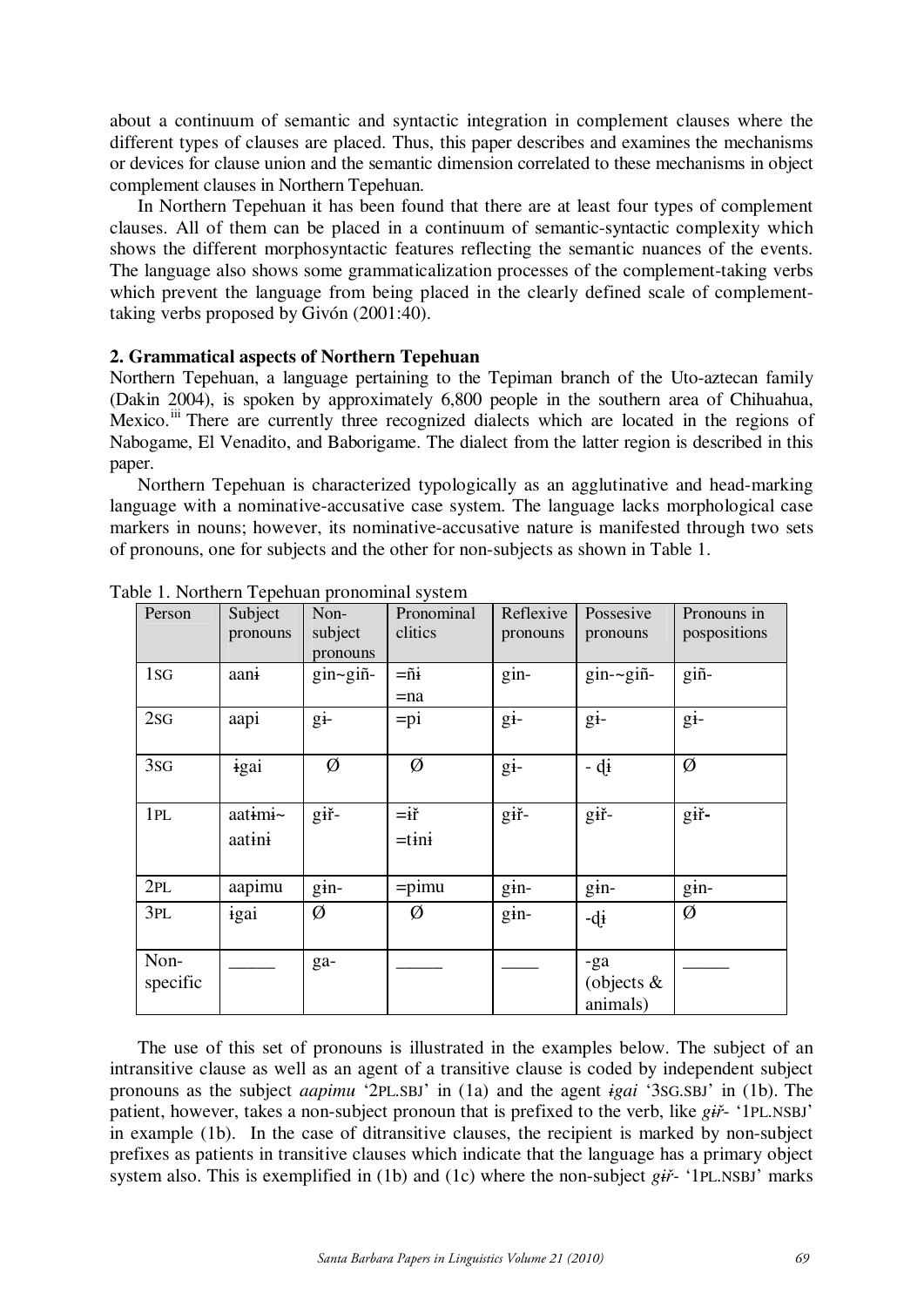about a continuum of semantic and syntactic integration in complement clauses where the different types of clauses are placed. Thus, this paper describes and examines the mechanisms or devices for clause union and the semantic dimension correlated to these mechanisms in object complement clauses in Northern Tepehuan.

In Northern Tepehuan it has been found that there are at least four types of complement clauses. All of them can be placed in a continuum of semantic-syntactic complexity which shows the different morphosyntactic features reflecting the semantic nuances of the events. The language also shows some grammaticalization processes of the complement-taking verbs which prevent the language from being placed in the clearly defined scale of complement-taking verbs proposed by Givón (2001:40).

## 2. Grammatical aspects of Northern Tepehuan

Northern Tepehuan, a language pertaining to the Tepiman branch of the Uto-aztecan family (Dakin 2004), is spoken by approximately 6,800 people in the southern area of Chihuahua, Mexico.[iii] There are currently three recognized dialects which are located in the regions of Nabogame, El Venadito, and Baborigame. The dialect from the latter region is described in this paper.

Northern Tepehuan is characterized typologically as an agglutinative and head-marking language with a nominative-accusative case system. The language lacks morphological case markers in nouns; however, its nominative-accusative nature is manifested through two sets of pronouns, one for subjects and the other for non-subjects as shown in Table 1.

Table 1. Northern Tepehuan pronominal system

| Person | Subject pronouns | Non-subject pronouns | Pronominal clitics | Reflexive pronouns | Possesive pronouns | Pronouns in pospositions |
|---|---|---|---|---|---|---|
| 1SG | aanɨ | gin~giñ- | =ñɨ =na | gin- | gin-~giñ- | giñ- |
| 2SG | aapi | gɨ- | =pi | gɨ- | gɨ- | gɨ- |
| 3SG | ɨgai | Ø | Ø | gɨ- | - ḍɨ | Ø |
| 1PL | aatɨmɨ~ aatɨnɨ | gɨř- | =iř =tɨnɨ | gɨř- | gɨř- | gɨř- |
| 2PL | aapimu | gɨn- | =pimu | gɨn- | gɨn- | gɨn- |
| 3PL | ɨgai | Ø | Ø | gɨn- | -ḍɨ | Ø |
| Non-specific | _____ | ga- | _____ | ____ | -ga (objects & animals) | _____ |

The use of this set of pronouns is illustrated in the examples below. The subject of an intransitive clause as well as an agent of a transitive clause is coded by independent subject pronouns as the subject *aapimu* '2PL.SBJ' in (1a) and the agent *ɨgai* '3SG.SBJ' in (1b). The patient, however, takes a non-subject pronoun that is prefixed to the verb, like *gɨř-* '1PL.NSBJ' in example (1b). In the case of ditransitive clauses, the recipient is marked by non-subject prefixes as patients in transitive clauses which indicate that the language has a primary object system also. This is exemplified in (1b) and (1c) where the non-subject *gɨř-* '1PL.NSBJ' marks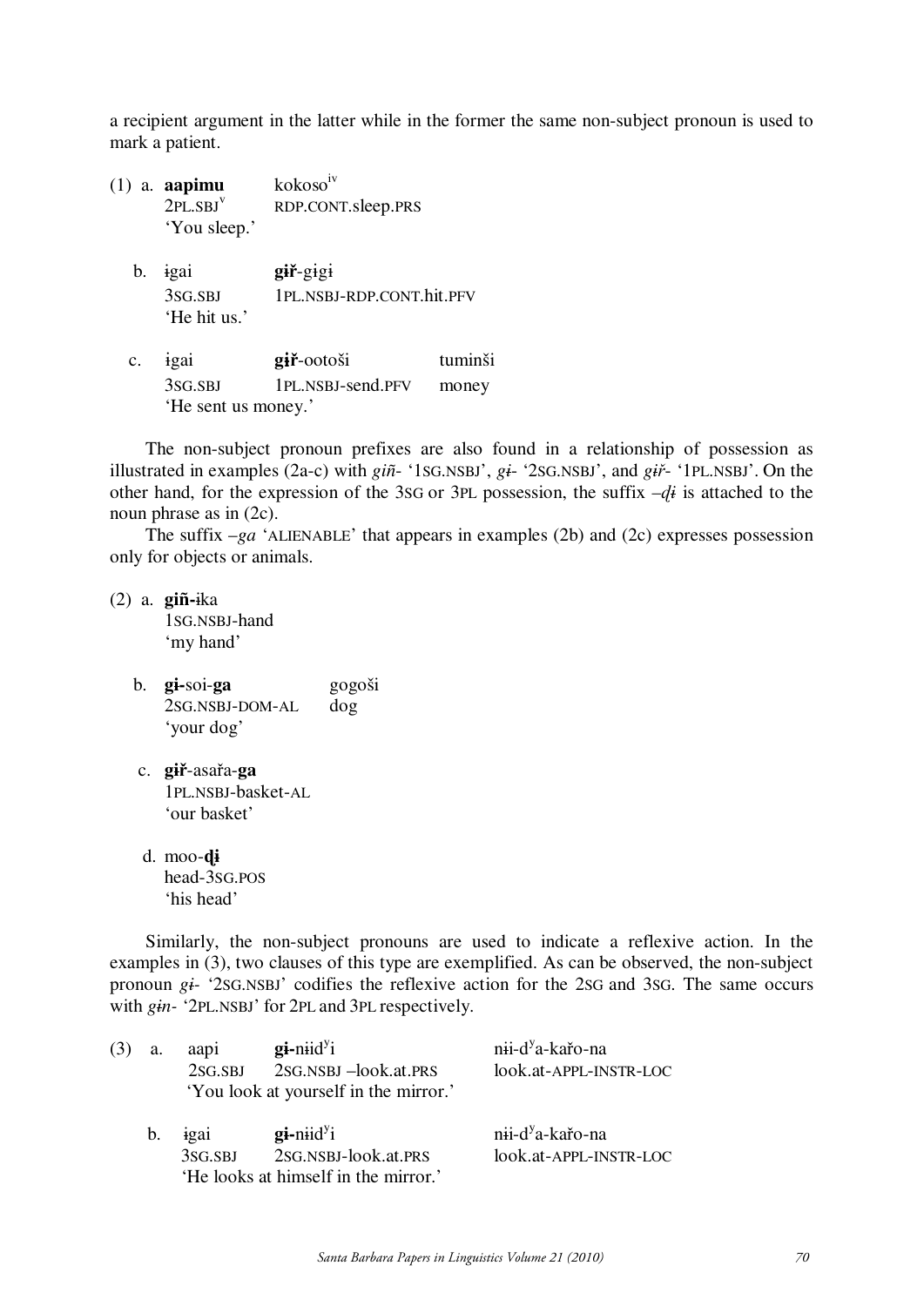a recipient argument in the latter while in the former the same non-subject pronoun is used to mark a patient.

(1) a. **aapimu** kokoso[iv]
 2PL.SBJ[v] RDP.CONT.sleep.PRS
 'You sleep.'

 b. ɨgai **gɨř**-gɨgɨ
 3SG.SBJ 1PL.NSBJ-RDP.CONT.hit.PFV
 'He hit us.'

 c. ɨgai **gɨř**-ootoši tuminši
 3SG.SBJ 1PL.NSBJ-send.PFV money
 'He sent us money.'

The non-subject pronoun prefixes are also found in a relationship of possession as illustrated in examples (2a-c) with *giñ-* '1SG.NSBJ', *gɨ-* '2SG.NSBJ', and *gɨř-* '1PL.NSBJ'. On the other hand, for the expression of the 3SG or 3PL possession, the suffix *–ḍɨ* is attached to the noun phrase as in (2c).

The suffix *–ga* 'ALIENABLE' that appears in examples (2b) and (2c) expresses possession only for objects or animals.

(2) a. **giñ-**ɨka
 1SG.NSBJ-hand
 'my hand'

 b. **gɨ-**soi-**ga** gogoši
 2SG.NSBJ-DOM-AL dog
 'your dog'

 c. **gɨř**-asařa-**ga**
 1PL.NSBJ-basket-AL
 'our basket'

 d. moo-**ḍɨ**
 head-3SG.POS
 'his head'

Similarly, the non-subject pronouns are used to indicate a reflexive action. In the examples in (3), two clauses of this type are exemplified. As can be observed, the non-subject pronoun *gɨ-* '2SG.NSBJ' codifies the reflexive action for the 2SG and 3SG. The same occurs with *gɨn-* '2PL.NSBJ' for 2PL and 3PL respectively.

(3) a. aapi **gɨ-**nɨid[y]i nɨi-d[y]a-kařo-na
 2SG.SBJ 2SG.NSBJ –look.at.PRS look.at-APPL-INSTR-LOC
 'You look at yourself in the mirror.'

 b. ɨgai **gɨ-**nɨid[y]i nɨi-d[y]a-kařo-na
 3SG.SBJ 2SG.NSBJ-look.at.PRS look.at-APPL-INSTR-LOC
 'He looks at himself in the mirror.'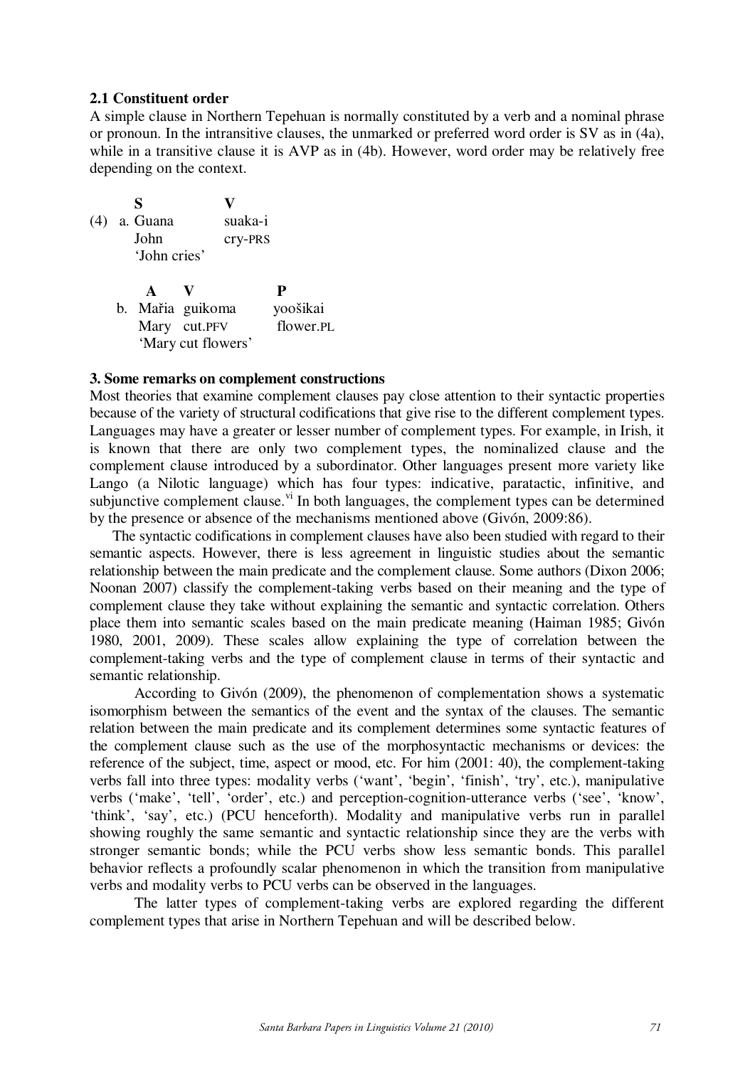## 2.1 Constituent order

A simple clause in Northern Tepehuan is normally constituted by a verb and a nominal phrase or pronoun. In the intransitive clauses, the unmarked or preferred word order is SV as in (4a), while in a transitive clause it is AVP as in (4b). However, word order may be relatively free depending on the context.

```
       S             V
(4)  a. Guana        suaka-i
        John         cry-PRS
        'John cries'

        A     V              P
     b. Mařia guikoma        yoošikai
        Mary  cut.PFV        flower.PL
        'Mary cut flowers'
```

## 3. Some remarks on complement constructions

Most theories that examine complement clauses pay close attention to their syntactic properties because of the variety of structural codifications that give rise to the different complement types. Languages may have a greater or lesser number of complement types. For example, in Irish, it is known that there are only two complement types, the nominalized clause and the complement clause introduced by a subordinator. Other languages present more variety like Lango (a Nilotic language) which has four types: indicative, paratactic, infinitive, and subjunctive complement clause.[vi] In both languages, the complement types can be determined by the presence or absence of the mechanisms mentioned above (Givón, 2009:86).

The syntactic codifications in complement clauses have also been studied with regard to their semantic aspects. However, there is less agreement in linguistic studies about the semantic relationship between the main predicate and the complement clause. Some authors (Dixon 2006; Noonan 2007) classify the complement-taking verbs based on their meaning and the type of complement clause they take without explaining the semantic and syntactic correlation. Others place them into semantic scales based on the main predicate meaning (Haiman 1985; Givón 1980, 2001, 2009). These scales allow explaining the type of correlation between the complement-taking verbs and the type of complement clause in terms of their syntactic and semantic relationship.

According to Givón (2009), the phenomenon of complementation shows a systematic isomorphism between the semantics of the event and the syntax of the clauses. The semantic relation between the main predicate and its complement determines some syntactic features of the complement clause such as the use of the morphosyntactic mechanisms or devices: the reference of the subject, time, aspect or mood, etc. For him (2001: 40), the complement-taking verbs fall into three types: modality verbs ('want', 'begin', 'finish', 'try', etc.), manipulative verbs ('make', 'tell', 'order', etc.) and perception-cognition-utterance verbs ('see', 'know', 'think', 'say', etc.) (PCU henceforth). Modality and manipulative verbs run in parallel showing roughly the same semantic and syntactic relationship since they are the verbs with stronger semantic bonds; while the PCU verbs show less semantic bonds. This parallel behavior reflects a profoundly scalar phenomenon in which the transition from manipulative verbs and modality verbs to PCU verbs can be observed in the languages.

The latter types of complement-taking verbs are explored regarding the different complement types that arise in Northern Tepehuan and will be described below.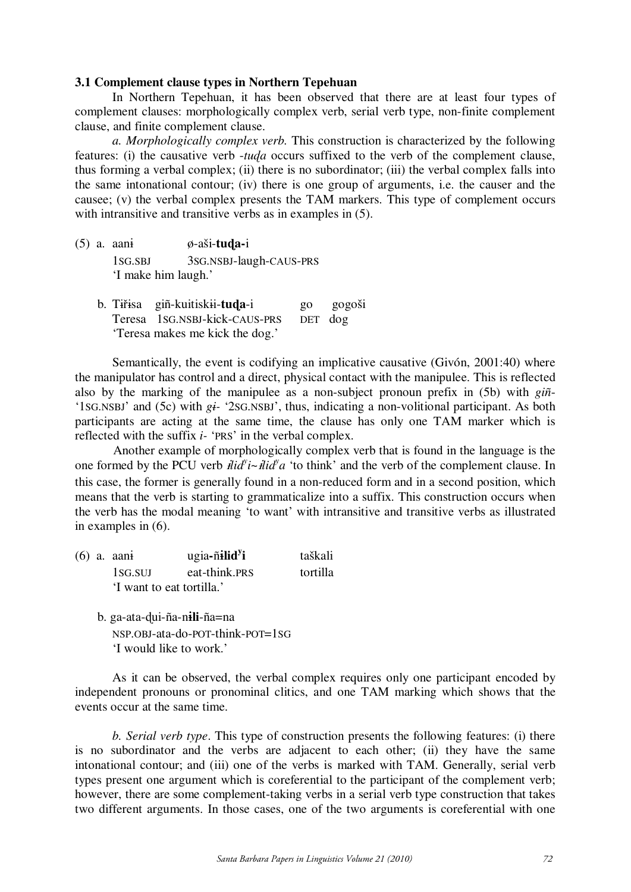### 3.1 Complement clause types in Northern Tepehuan

In Northern Tepehuan, it has been observed that there are at least four types of complement clauses: morphologically complex verb, serial verb type, non-finite complement clause, and finite complement clause.

*a. Morphologically complex verb.* This construction is characterized by the following features: (i) the causative verb *-tuḑa* occurs suffixed to the verb of the complement clause, thus forming a verbal complex; (ii) there is no subordinator; (iii) the verbal complex falls into the same intonational contour; (iv) there is one group of arguments, i.e. the causer and the causee; (v) the verbal complex presents the TAM markers. This type of complement occurs with intransitive and transitive verbs as in examples in (5).

(5) a. aanɨ ø-aši-**tuḑa-**i
1SG.SBJ 3SG.NSBJ-laugh-CAUS-PRS
'I make him laugh.'

b. Tɨřɨsa giñ-kuitiskɨi-**tuḑa**-i go gogoši
Teresa 1SG.NSBJ-kick-CAUS-PRS DET dog
'Teresa makes me kick the dog.'

Semantically, the event is codifying an implicative causative (Givón, 2001:40) where the manipulator has control and a direct, physical contact with the manipulee. This is reflected also by the marking of the manipulee as a non-subject pronoun prefix in (5b) with *giñ-* '1SG.NSBJ' and (5c) with *gɨ-* '2SG.NSBJ', thus, indicating a non-volitional participant. As both participants are acting at the same time, the clause has only one TAM marker which is reflected with the suffix *i-* 'PRS' in the verbal complex.

Another example of morphologically complex verb that is found in the language is the one formed by the PCU verb *ɨlidʸi~ɨlidʸa* 'to think' and the verb of the complement clause. In this case, the former is generally found in a non-reduced form and in a second position, which means that the verb is starting to grammaticalize into a suffix. This construction occurs when the verb has the modal meaning 'to want' with intransitive and transitive verbs as illustrated in examples in (6).

(6) a. aanɨ ugia**-ñɨlidʸi** taškali
1SG.SUJ eat-think.PRS tortilla
'I want to eat tortilla.'

b. ga-ata-ḑui-ña-n**ɨli**-ña=na
NSP.OBJ-ata-do-POT-think-POT=1SG
'I would like to work.'

As it can be observed, the verbal complex requires only one participant encoded by independent pronouns or pronominal clitics, and one TAM marking which shows that the events occur at the same time.

*b. Serial verb type*. This type of construction presents the following features: (i) there is no subordinator and the verbs are adjacent to each other; (ii) they have the same intonational contour; and (iii) one of the verbs is marked with TAM. Generally, serial verb types present one argument which is coreferential to the participant of the complement verb; however, there are some complement-taking verbs in a serial verb type construction that takes two different arguments. In those cases, one of the two arguments is coreferential with one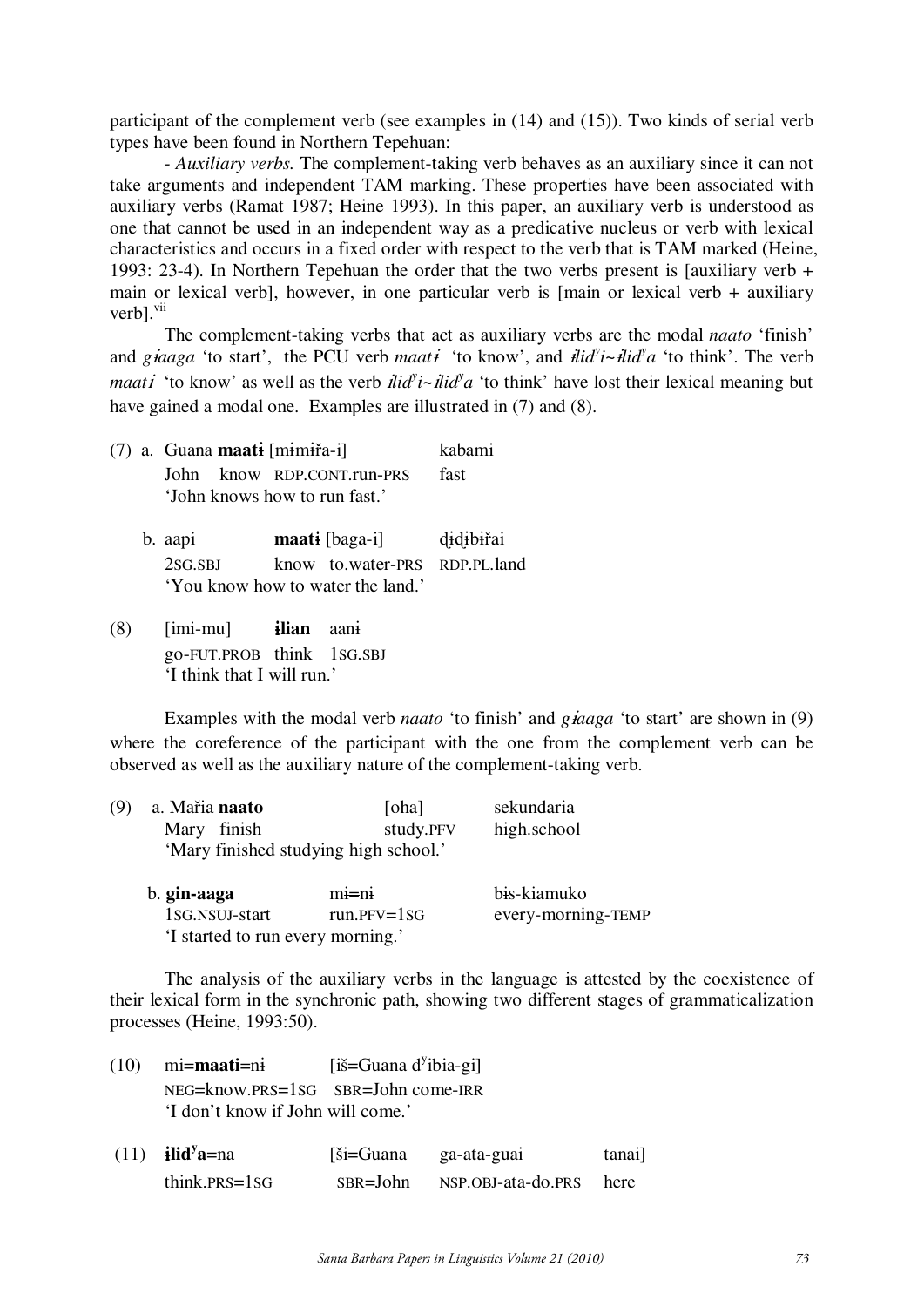participant of the complement verb (see examples in (14) and (15)). Two kinds of serial verb types have been found in Northern Tepehuan:

- *Auxiliary verbs.* The complement-taking verb behaves as an auxiliary since it can not take arguments and independent TAM marking. These properties have been associated with auxiliary verbs (Ramat 1987; Heine 1993). In this paper, an auxiliary verb is understood as one that cannot be used in an independent way as a predicative nucleus or verb with lexical characteristics and occurs in a fixed order with respect to the verb that is TAM marked (Heine, 1993: 23-4). In Northern Tepehuan the order that the two verbs present is [auxiliary verb + main or lexical verb], however, in one particular verb is [main or lexical verb + auxiliary verb].[vii]

The complement-taking verbs that act as auxiliary verbs are the modal *naato* 'finish' and *gɨaaga* 'to start', the PCU verb *maatɨ* 'to know', and *ɨlidʸi~ɨlidʸa* 'to think'. The verb *maatɨ* 'to know' as well as the verb *ɨlidʸi~ɨlidʸa* 'to think' have lost their lexical meaning but have gained a modal one. Examples are illustrated in (7) and (8).

(7) a. Guana **maatɨ** [mɨmiřa-i] kabami
John know RDP.CONT.run-PRS fast
'John knows how to run fast.'

b. aapi **maatɨ** [baga-i] d̥ɨd̥ɨbiřai
2SG.SBJ know to.water-PRS RDP.PL.land
'You know how to water the land.'

(8) [imi-mu] **ɨlian** aanɨ
go-FUT.PROB think 1SG.SBJ
'I think that I will run.'

Examples with the modal verb *naato* 'to finish' and *gɨaaga* 'to start' are shown in (9) where the coreference of the participant with the one from the complement verb can be observed as well as the auxiliary nature of the complement-taking verb.

(9) a. Mařia **naato** [oha] sekundaria
Mary finish study.PFV high.school
'Mary finished studying high school.'

b. **gin-aaga** mɨ=nɨ bɨs-kiamuko
1SG.NSUJ-start run.PFV=1SG every-morning-TEMP
'I started to run every morning.'

The analysis of the auxiliary verbs in the language is attested by the coexistence of their lexical form in the synchronic path, showing two different stages of grammaticalization processes (Heine, 1993:50).

(10) mi=**maati**=nɨ [iš=Guana dʸibia-gi]
NEG=know.PRS=1SG SBR=John come-IRR
'I don't know if John will come.'

(11) **ɨlidʸa**=na [ši=Guana ga-ata-guai tanai]
think.PRS=1SG SBR=John NSP.OBJ-ata-do.PRS here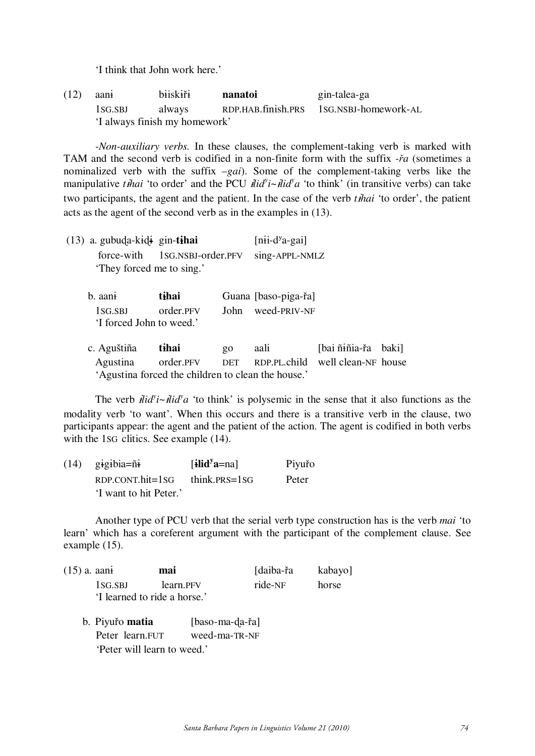'I think that John work here.'

(12) aanɨ bɨiskiřɨ **nanatoi** gin-talea-ga
1SG.SBJ always RDP.HAB.finish.PRS 1SG.NSBJ-homework-AL
'I always finish my homework'

*-Non-auxiliary verbs.* In these clauses, the complement-taking verb is marked with TAM and the second verb is codified in a non-finite form with the suffix *-řa* (sometimes a nominalized verb with the suffix *–gai*). Some of the complement-taking verbs like the manipulative *tɨhai* 'to order' and the PCU *ɨlidʸi~ɨlidʸa* 'to think' (in transitive verbs) can take two participants, the agent and the patient. In the case of the verb *tɨhai* 'to order', the patient acts as the agent of the second verb as in the examples in (13).

(13) a. gubuḑa-kiḑɨ gin-**tɨhai** [nɨi-dʸa-gai]
force-with 1SG.NSBJ-order.PFV sing-APPL-NMLZ
'They forced me to sing.'

b. aanɨ **tɨhai** Guana [baso-piga-řa]
1SG.SBJ order.PFV John weed-PRIV-NF
'I forced John to weed.'

c. Aguštiña **tɨhai** go aali [bai ñɨñia-řa baki]
Agustina order.PFV DET RDP.PL.child well clean-NF house
'Agustina forced the children to clean the house.'

The verb *ɨlidʸi~ɨlidʸa* 'to think' is polysemic in the sense that it also functions as the modality verb 'to want'. When this occurs and there is a transitive verb in the clause, two participants appear: the agent and the patient of the action. The agent is codified in both verbs with the 1SG clitics. See example (14).

(14) gɨgɨbia=ñɨ [**ɨlidʸa**=na] Piyuřo
RDP.CONT.hit=1SG think.PRS=1SG Peter
'I want to hit Peter.'

Another type of PCU verb that the serial verb type construction has is the verb *mai* 'to learn' which has a coreferent argument with the participant of the complement clause. See example (15).

(15) a. aanɨ **mai** [daiba-řa kabayo]
1SG.SBJ learn.PFV ride-NF horse
'I learned to ride a horse.'

b. Piyuřo **matia** [baso-ma-ḑa-řa]
Peter learn.FUT weed-ma-TR-NF
'Peter will learn to weed.'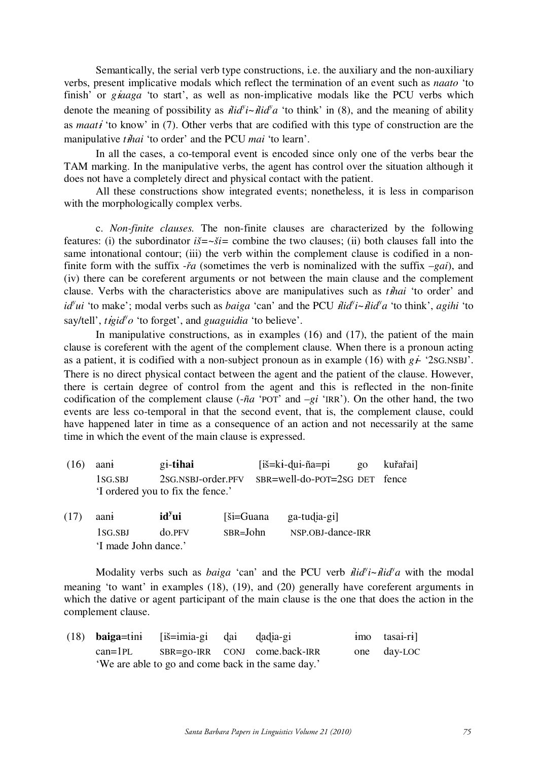Semantically, the serial verb type constructions, i.e. the auxiliary and the non-auxiliary verbs, present implicative modals which reflect the termination of an event such as *naato* 'to finish' or *gɨaaga* 'to start', as well as non-implicative modals like the PCU verbs which denote the meaning of possibility as *ɨlidʸi~ɨlidʸa* 'to think' in (8), and the meaning of ability as *maatɨ* 'to know' in (7). Other verbs that are codified with this type of construction are the manipulative *tɨhai* 'to order' and the PCU *mai* 'to learn'.

In all the cases, a co-temporal event is encoded since only one of the verbs bear the TAM marking. In the manipulative verbs, the agent has control over the situation although it does not have a completely direct and physical contact with the patient.

All these constructions show integrated events; nonetheless, it is less in comparison with the morphologically complex verbs.

c. *Non-finite clauses.* The non-finite clauses are characterized by the following features: (i) the subordinator *iš=~ši=* combine the two clauses; (ii) both clauses fall into the same intonational contour; (iii) the verb within the complement clause is codified in a non-finite form with the suffix *-řa* (sometimes the verb is nominalized with the suffix *–gai*), and (iv) there can be coreferent arguments or not between the main clause and the complement clause. Verbs with the characteristics above are manipulatives such as *tɨhai* 'to order' and *idʸui* 'to make'; modal verbs such as *baiga* 'can' and the PCU *ɨlidʸi~ɨlidʸa* 'to think', *agihi* 'to say/tell', *tɨgidʸo* 'to forget', and *guaguidia* 'to believe'.

In manipulative constructions, as in examples (16) and (17), the patient of the main clause is coreferent with the agent of the complement clause. When there is a pronoun acting as a patient, it is codified with a non-subject pronoun as in example (16) with *gɨ-* '2SG.NSBJ'. There is no direct physical contact between the agent and the patient of the clause. However, there is certain degree of control from the agent and this is reflected in the non-finite codification of the complement clause (*-ña* 'POT' and *–gi* 'IRR'). On the other hand, the two events are less co-temporal in that the second event, that is, the complement clause, could have happened later in time as a consequence of an action and not necessarily at the same time in which the event of the main clause is expressed.

(16) aanɨ &nbsp;&nbsp;&nbsp; gɨ-**tɨhai** &nbsp;&nbsp;&nbsp; [iš=kɨ-ḍui-ña=pi &nbsp;&nbsp;&nbsp; go &nbsp;&nbsp;&nbsp; kuřařai]
&nbsp;&nbsp;&nbsp;&nbsp;&nbsp;&nbsp;1SG.SBJ &nbsp;&nbsp;&nbsp; 2SG.NSBJ-order.PFV &nbsp;&nbsp;&nbsp; SBR=well-do-POT=2SG &nbsp;&nbsp;&nbsp; DET &nbsp;&nbsp;&nbsp; fence
&nbsp;&nbsp;&nbsp;&nbsp;&nbsp;&nbsp;'I ordered you to fix the fence.'

(17) aanɨ &nbsp;&nbsp;&nbsp; **idʸui** &nbsp;&nbsp;&nbsp; [ši=Guana &nbsp;&nbsp;&nbsp; ga-tuḍia-gi]
&nbsp;&nbsp;&nbsp;&nbsp;&nbsp;&nbsp;1SG.SBJ &nbsp;&nbsp;&nbsp; do.PFV &nbsp;&nbsp;&nbsp; SBR=John &nbsp;&nbsp;&nbsp; NSP.OBJ-dance-IRR
&nbsp;&nbsp;&nbsp;&nbsp;&nbsp;&nbsp;'I made John dance.'

Modality verbs such as *baiga* 'can' and the PCU verb *ɨlidʸi~ɨlidʸa* with the modal meaning 'to want' in examples (18), (19), and (20) generally have coreferent arguments in which the dative or agent participant of the main clause is the one that does the action in the complement clause.

(18) **baiga**=tɨnɨ &nbsp;&nbsp;&nbsp; [iš=imia-gi &nbsp;&nbsp;&nbsp; ḍai &nbsp;&nbsp;&nbsp; ḍaḍia-gi &nbsp;&nbsp;&nbsp; ɨmo &nbsp;&nbsp;&nbsp; tasai-rɨ]
&nbsp;&nbsp;&nbsp;&nbsp;&nbsp;&nbsp;can=1PL &nbsp;&nbsp;&nbsp; SBR=go-IRR &nbsp;&nbsp;&nbsp; CONJ &nbsp;&nbsp;&nbsp; come.back-IRR &nbsp;&nbsp;&nbsp; one &nbsp;&nbsp;&nbsp; day-LOC
&nbsp;&nbsp;&nbsp;&nbsp;&nbsp;&nbsp;'We are able to go and come back in the same day.'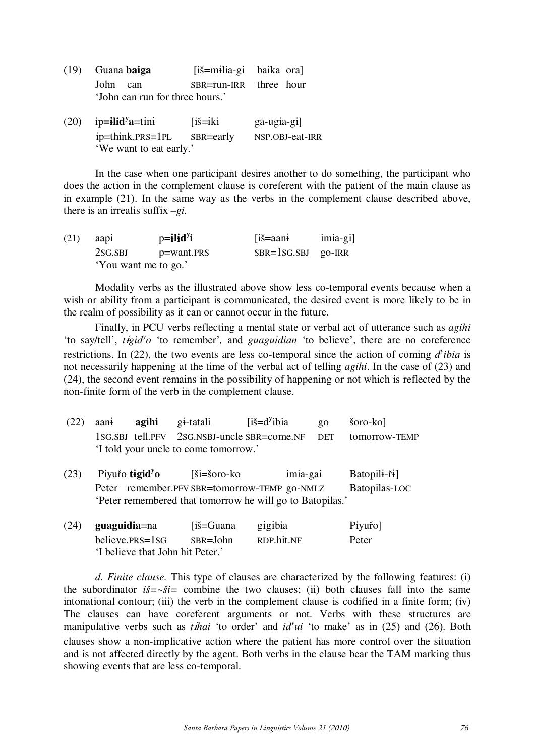(19) Guana **baiga** [iš=mɨlia-gi baika ora]
John can SBR=run-IRR three hour
'John can run for three hours.'

(20) ip=**ɨlidʸa**=tɨnɨ [iš=ɨki ga-ugia-gi]
ip=think.PRS=1PL SBR=early NSP.OBJ-eat-IRR
'We want to eat early.'

In the case when one participant desires another to do something, the participant who does the action in the complement clause is coreferent with the patient of the main clause as in example (21). In the same way as the verbs in the complement clause described above, there is an irrealis suffix *–gi.*

(21) aapi p=**ɨlɨdʸi** [iš=aanɨ imia-gi]
2SG.SBJ p=want.PRS SBR=1SG.SBJ go-IRR
'You want me to go.'

Modality verbs as the illustrated above show less co-temporal events because when a wish or ability from a participant is communicated, the desired event is more likely to be in the realm of possibility as it can or cannot occur in the future.

Finally, in PCU verbs reflecting a mental state or verbal act of utterance such as *agihi* 'to say/tell', *tɨgidʸo* 'to remember', and *guaguidian* 'to believe', there are no coreference restrictions. In (22), the two events are less co-temporal since the action of coming *dʸibia* is not necessarily happening at the time of the verbal act of telling *agihi*. In the case of (23) and (24), the second event remains in the possibility of happening or not which is reflected by the non-finite form of the verb in the complement clause.

(22) aanɨ **agihi** gɨ-tatali [iš=dʸibia go šoro-ko]
1SG.SBJ tell.PFV 2SG.NSBJ-uncle SBR=come.NF DET tomorrow-TEMP
'I told your uncle to come tomorrow.'

(23) Piyuřo **tɨgidʸo** [ši=šoro-ko imia-gai Batopilɨ-řɨ]
Peter remember.PFV SBR=tomorrow-TEMP go-NMLZ Batopilas-LOC
'Peter remembered that tomorrow he will go to Batopilas.'

(24) **guaguidia**=na [iš=Guana gɨgɨbia Piyuřo]
believe.PRS=1SG SBR=John RDP.hit.NF Peter
'I believe that John hit Peter.'

*d. Finite clause.* This type of clauses are characterized by the following features: (i) the subordinator *iš=~ši=* combine the two clauses; (ii) both clauses fall into the same intonational contour; (iii) the verb in the complement clause is codified in a finite form; (iv) The clauses can have coreferent arguments or not. Verbs with these structures are manipulative verbs such as *tɨhai* 'to order' and *idʸui* 'to make' as in (25) and (26). Both clauses show a non-implicative action where the patient has more control over the situation and is not affected directly by the agent. Both verbs in the clause bear the TAM marking thus showing events that are less co-temporal.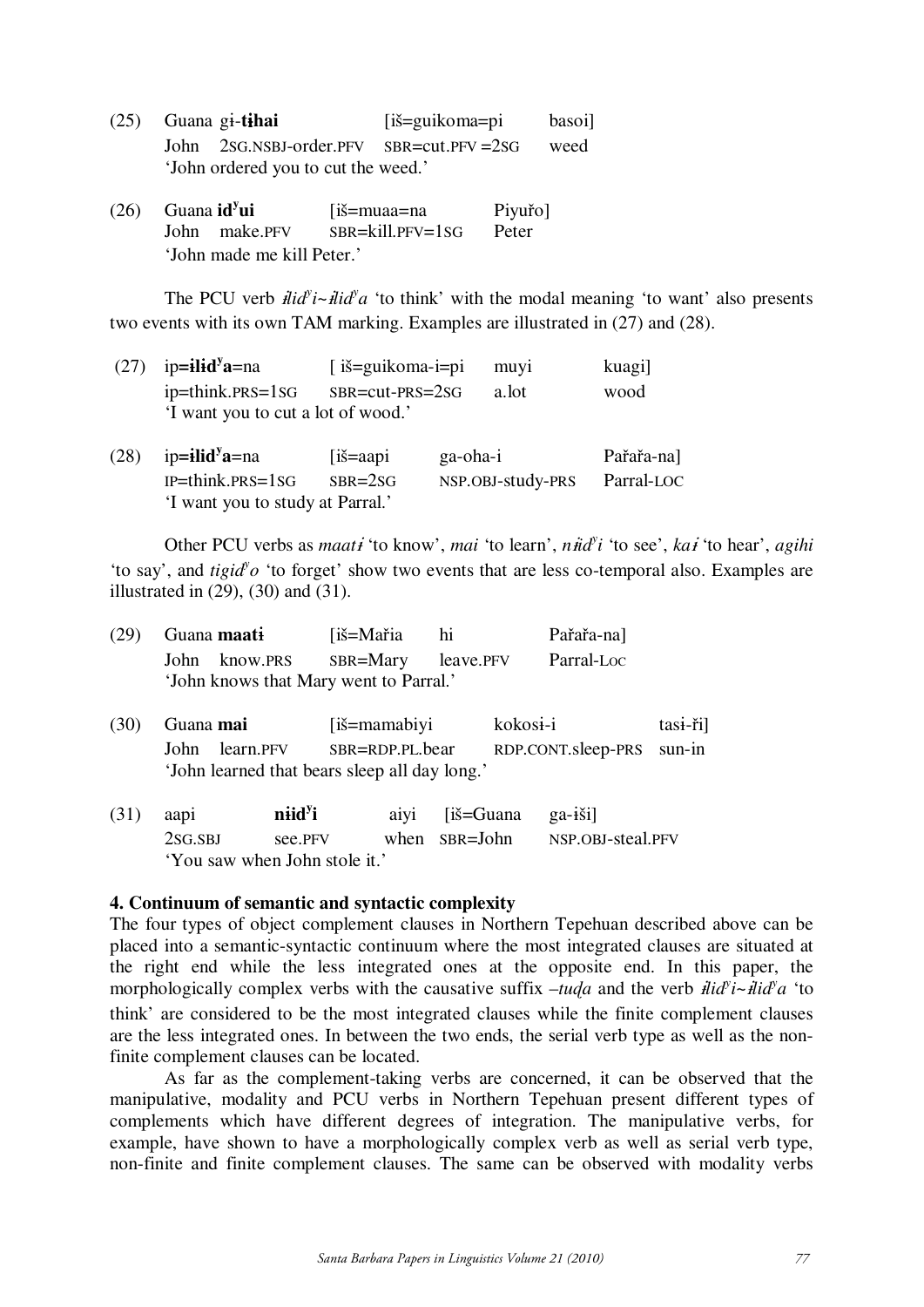(25) Guana gɨ-**tɨhai** [iš=guikoma=pi basoi]
John 2SG.NSBJ-order.PFV SBR=cut.PFV =2SG weed
'John ordered you to cut the weed.'

(26) Guana **idʸui** [iš=muaa=na Piyuřo]
John make.PFV SBR=kill.PFV=1SG Peter
'John made me kill Peter.'

The PCU verb *ɨlidʸi~ɨlidʸa* 'to think' with the modal meaning 'to want' also presents two events with its own TAM marking. Examples are illustrated in (27) and (28).

(27) ip=**ɨlɨdʸa**=na [ iš=guikoma-i=pi muyi kuagi]
ip=think.PRS=1SG SBR=cut-PRS=2SG a.lot wood
'I want you to cut a lot of wood.'

(28) ip=**ɨlidʸa**=na [iš=aapi ga-oha-i Pařařa-na]
IP=think.PRS=1SG SBR=2SG NSP.OBJ-study-PRS Parral-LOC
'I want you to study at Parral.'

Other PCU verbs as *maatɨ* 'to know', *mai* 'to learn', *nɨidʸi* 'to see', *kaɨ* 'to hear', *agihi* 'to say', and *tigidʸo* 'to forget' show two events that are less co-temporal also. Examples are illustrated in (29), (30) and (31).

(29) Guana **maatɨ** [iš=Mařia hi Pařařa-na]
John know.PRS SBR=Mary leave.PFV Parral-LOC
'John knows that Mary went to Parral.'

(30) Guana **mai** [iš=mamabiyi kokosɨ-i tasɨ-ři]
John learn.PFV SBR=RDP.PL.bear RDP.CONT.sleep-PRS sun-in
'John learned that bears sleep all day long.'

(31) aapi **nɨidʸi** aiyi [iš=Guana ga-iši]
2SG.SBJ see.PFV when SBR=John NSP.OBJ-steal.PFV
'You saw when John stole it.'

## 4. Continuum of semantic and syntactic complexity

The four types of object complement clauses in Northern Tepehuan described above can be placed into a semantic-syntactic continuum where the most integrated clauses are situated at the right end while the less integrated ones at the opposite end. In this paper, the morphologically complex verbs with the causative suffix *–tuḑa* and the verb *ɨlidʸi~ɨlidʸa* 'to think' are considered to be the most integrated clauses while the finite complement clauses are the less integrated ones. In between the two ends, the serial verb type as well as the non-finite complement clauses can be located.

As far as the complement-taking verbs are concerned, it can be observed that the manipulative, modality and PCU verbs in Northern Tepehuan present different types of complements which have different degrees of integration. The manipulative verbs, for example, have shown to have a morphologically complex verb as well as serial verb type, non-finite and finite complement clauses. The same can be observed with modality verbs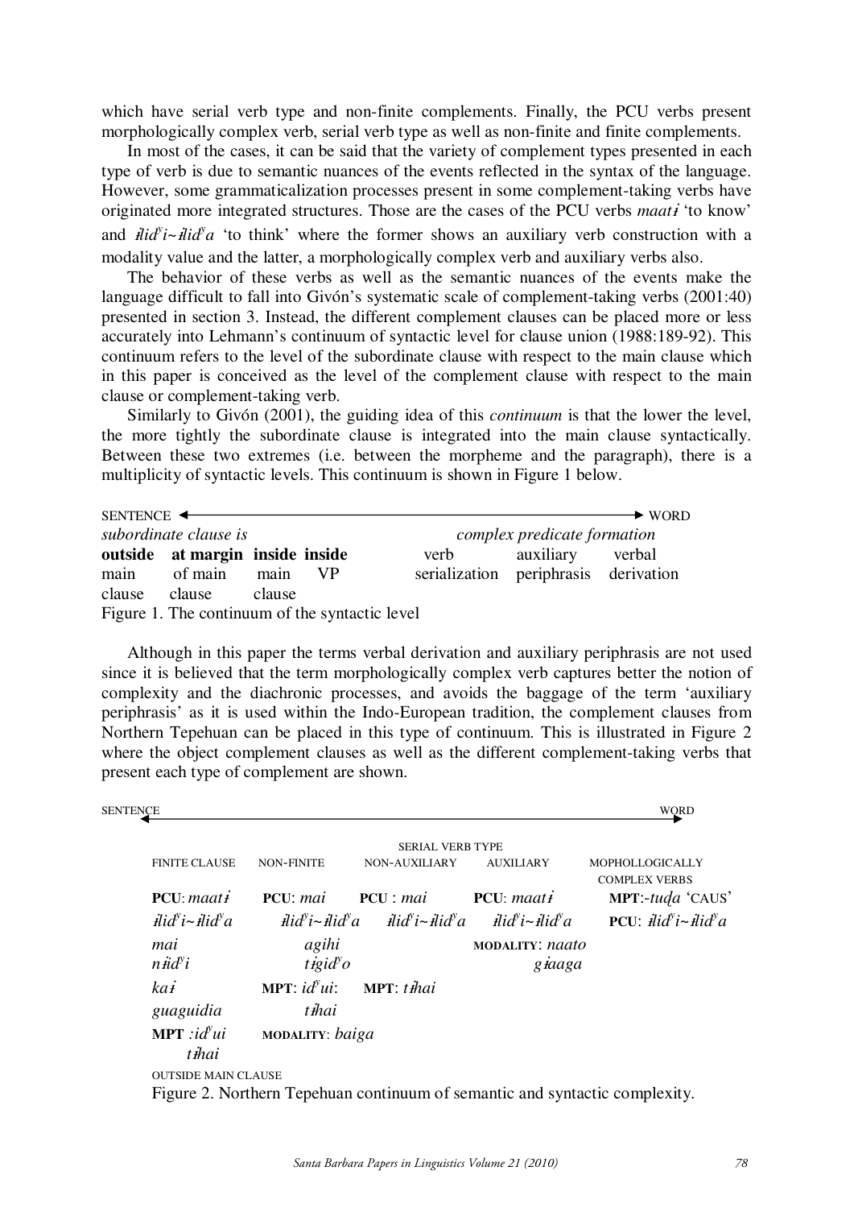which have serial verb type and non-finite complements. Finally, the PCU verbs present morphologically complex verb, serial verb type as well as non-finite and finite complements.

In most of the cases, it can be said that the variety of complement types presented in each type of verb is due to semantic nuances of the events reflected in the syntax of the language. However, some grammaticalization processes present in some complement-taking verbs have originated more integrated structures. Those are the cases of the PCU verbs *maatɨ* 'to know' and *ɨlidʸi~ɨlidʸa* 'to think' where the former shows an auxiliary verb construction with a modality value and the latter, a morphologically complex verb and auxiliary verbs also.

The behavior of these verbs as well as the semantic nuances of the events make the language difficult to fall into Givón's systematic scale of complement-taking verbs (2001:40) presented in section 3. Instead, the different complement clauses can be placed more or less accurately into Lehmann's continuum of syntactic level for clause union (1988:189-92). This continuum refers to the level of the subordinate clause with respect to the main clause which in this paper is conceived as the level of the complement clause with respect to the main clause or complement-taking verb.

Similarly to Givón (2001), the guiding idea of this *continuum* is that the lower the level, the more tightly the subordinate clause is integrated into the main clause syntactically. Between these two extremes (i.e. between the morpheme and the paragraph), there is a multiplicity of syntactic levels. This continuum is shown in Figure 1 below.

| SENTENCE ◄ | | | | | | ► WORD |
|---|---|---|---|---|---|---|
| *subordinate clause is* | | | | *complex predicate formation* | | |
| **outside** main clause | **at margin** of main clause | **inside** main clause | **inside** VP | verb serialization | auxiliary periphrasis | verbal derivation |

Figure 1. The continuum of the syntactic level

Although in this paper the terms verbal derivation and auxiliary periphrasis are not used since it is believed that the term morphologically complex verb captures better the notion of complexity and the diachronic processes, and avoids the baggage of the term 'auxiliary periphrasis' as it is used within the Indo-European tradition, the complement clauses from Northern Tepehuan can be placed in this type of continuum. This is illustrated in Figure 2 where the object complement clauses as well as the different complement-taking verbs that present each type of complement are shown.

| SENTENCE ◄ | | | | ► WORD |
|---|---|---|---|---|
| | | SERIAL VERB TYPE | | |
| FINITE CLAUSE | NON-FINITE | NON-AUXILIARY | AUXILIARY | MOPHOLLOGICALLY COMPLEX VERBS |
| **PCU**: *maatɨ* | **PCU**: *mai* | **PCU** : *mai* | **PCU**: *maatɨ* | **MPT**:*-tuḍa* 'CAUS' |
| *ɨlidʸi~ɨlidʸa* | *ɨlidʸi~ɨlidʸa* | *ɨlidʸi~ɨlidʸa* | *ɨlidʸi~ɨlidʸa* | **PCU**: *ɨlidʸi~ɨlidʸa* |
| *mai* | *agihi* | | **MODALITY**: *naato* | |
| *nɨidʸi* | *tɨgidʸo* | | *gɨaaga* | |
| *kaɨ* | **MPT**: *idʸui*: | **MPT**: *tɨhai* | | |
| *guaguidia* | *tɨhai* | | | |
| **MPT** *:idʸui* | **MODALITY**: *baiga* | | | |
| *tɨhai* | | | | |
| OUTSIDE MAIN CLAUSE | | | | |

Figure 2. Northern Tepehuan continuum of semantic and syntactic complexity.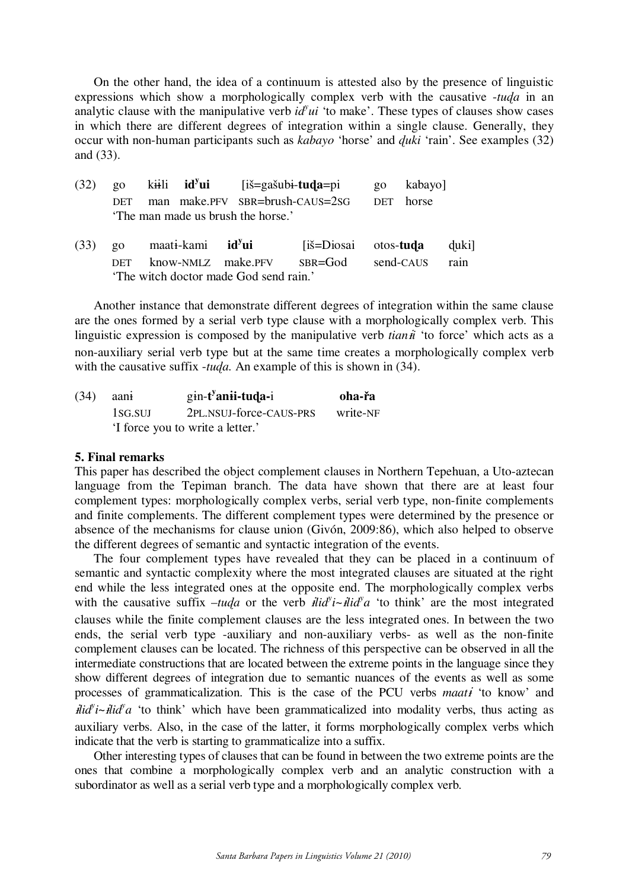On the other hand, the idea of a continuum is attested also by the presence of linguistic expressions which show a morphologically complex verb with the causative *-tuḍa* in an analytic clause with the manipulative verb *idʸui* 'to make'. These types of clauses show cases in which there are different degrees of integration within a single clause. Generally, they occur with non-human participants such as *kabayo* 'horse' and *ḍuki* 'rain'. See examples (32) and (33).

| (32) | go | kɨɨli | **idʸui** | [iš=gašubɨ-**tuḍa**=pi | go | kabayo] |
|---|---|---|---|---|---|---|
| | DET | man | make.PFV | SBR=brush-CAUS=2SG | DET | horse |

'The man made us brush the horse.'

| (33) | go | maatɨ-kami | **idʸui** | [iš=Diosai | otos-**tuḍa** | ḍuki] |
|---|---|---|---|---|---|---|
| | DET | know-NMLZ | make.PFV | SBR=God | send-CAUS | rain |

'The witch doctor made God send rain.'

Another instance that demonstrate different degrees of integration within the same clause are the ones formed by a serial verb type clause with a morphologically complex verb. This linguistic expression is composed by the manipulative verb *tianɨɨ* 'to force' which acts as a non-auxiliary serial verb type but at the same time creates a morphologically complex verb with the causative suffix *-tuḍa.* An example of this is shown in (34).

| (34) | aanɨ | gɨn-**tʸanɨi-tuḍa-**i | **oha-řa** |
|---|---|---|---|
| | 1SG.SUJ | 2PL.NSUJ-force-CAUS-PRS | write-NF |

'I force you to write a letter.'

## 5. Final remarks

This paper has described the object complement clauses in Northern Tepehuan, a Uto-aztecan language from the Tepiman branch. The data have shown that there are at least four complement types: morphologically complex verbs, serial verb type, non-finite complements and finite complements. The different complement types were determined by the presence or absence of the mechanisms for clause union (Givón, 2009:86), which also helped to observe the different degrees of semantic and syntactic integration of the events.

The four complement types have revealed that they can be placed in a continuum of semantic and syntactic complexity where the most integrated clauses are situated at the right end while the less integrated ones at the opposite end. The morphologically complex verbs with the causative suffix *–tuḍa* or the verb *ɨlidʸi~ɨlidʸa* 'to think' are the most integrated clauses while the finite complement clauses are the less integrated ones. In between the two ends, the serial verb type -auxiliary and non-auxiliary verbs- as well as the non-finite complement clauses can be located. The richness of this perspective can be observed in all the intermediate constructions that are located between the extreme points in the language since they show different degrees of integration due to semantic nuances of the events as well as some processes of grammaticalization. This is the case of the PCU verbs *maatɨ* 'to know' and *ɨlidʸi~ɨlidʸa* 'to think' which have been grammaticalized into modality verbs, thus acting as auxiliary verbs. Also, in the case of the latter, it forms morphologically complex verbs which indicate that the verb is starting to grammaticalize into a suffix.

Other interesting types of clauses that can be found in between the two extreme points are the ones that combine a morphologically complex verb and an analytic construction with a subordinator as well as a serial verb type and a morphologically complex verb.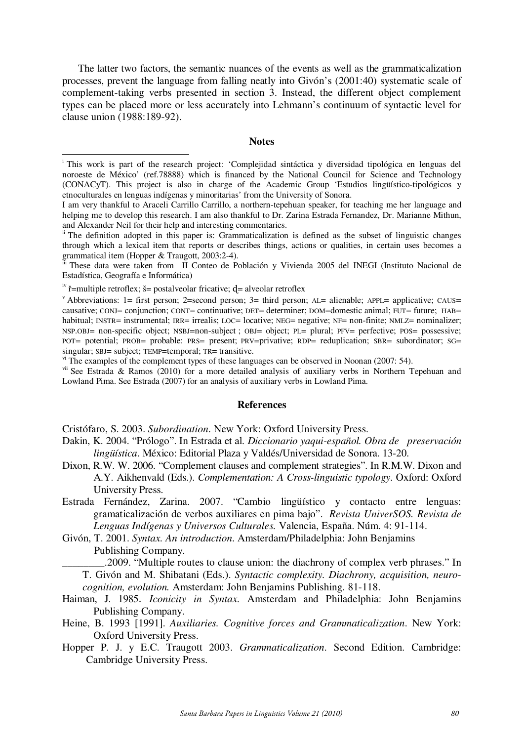The latter two factors, the semantic nuances of the events as well as the grammaticalization processes, prevent the language from falling neatly into Givón's (2001:40) systematic scale of complement-taking verbs presented in section 3. Instead, the different object complement types can be placed more or less accurately into Lehmann's continuum of syntactic level for clause union (1988:189-92).

## Notes

[i] This work is part of the research project: 'Complejidad sintáctica y diversidad tipológica en lenguas del noroeste de México' (ref.78888) which is financed by the National Council for Science and Technology (CONACyT). This project is also in charge of the Academic Group 'Estudios lingüístico-tipológicos y etnoculturales en lenguas indígenas y minoritarias' from the University of Sonora.

I am very thankful to Araceli Carrillo Carrillo, a northern-tepehuan speaker, for teaching me her language and helping me to develop this research. I am also thankful to Dr. Zarina Estrada Fernandez, Dr. Marianne Mithun, and Alexander Neil for their help and interesting commentaries.

[ii] The definition adopted in this paper is: Grammaticalization is defined as the subset of linguistic changes through which a lexical item that reports or describes things, actions or qualities, in certain uses becomes a grammatical item (Hopper & Traugott, 2003:2-4).

[iii] These data were taken from II Conteo de Población y Vivienda 2005 del INEGI (Instituto Nacional de Estadística, Geografía e Informática)

[iv] ř=multiple retroflex; š= postalveolar fricative; ḏ= alveolar retroflex

[v] Abbreviations: 1= first person; 2=second person; 3= third person; AL= alienable; APPL= applicative; CAUS= causative; CONJ= conjunction; CONT= continuative; DET= determiner; DOM=domestic animal; FUT= future; HAB= habitual; INSTR= instrumental; IRR= irrealis; LOC= locative; NEG= negative; NF= non-finite; NMLZ= nominalizer; NSP.OBJ= non-specific object; NSBJ=non-subject ; OBJ= object; PL= plural; PFV= perfective; POS= possessive; POT= potential; PROB= probable: PRS= present; PRV=privative; RDP= reduplication; SBR= subordinator; SG= singular; SBJ= subject; TEMP=temporal; TR= transitive.

[vi] The examples of the complement types of these languages can be observed in Noonan (2007: 54).

[vii] See Estrada & Ramos (2010) for a more detailed analysis of auxiliary verbs in Northern Tepehuan and Lowland Pima. See Estrada (2007) for an analysis of auxiliary verbs in Lowland Pima.

## References

Cristófaro, S. 2003. *Subordination*. New York: Oxford University Press.

Dakin, K. 2004. "Prólogo". In Estrada et al. *Diccionario yaqui-español. Obra de preservación lingüística*. México: Editorial Plaza y Valdés/Universidad de Sonora. 13-20.

Dixon, R.W. W. 2006. "Complement clauses and complement strategies". In R.M.W. Dixon and A.Y. Aikhenvald (Eds.). *Complementation: A Cross-linguistic typology*. Oxford: Oxford University Press.

Estrada Fernández, Zarina. 2007. "Cambio lingüístico y contacto entre lenguas: gramaticalización de verbos auxiliares en pima bajo". *Revista UniverSOS. Revista de Lenguas Indígenas y Universos Culturales.* Valencia, España. Núm. 4: 91-114.

Givón, T. 2001. *Syntax. An introduction*. Amsterdam/Philadelphia: John Benjamins Publishing Company.

________.2009. "Multiple routes to clause union: the diachrony of complex verb phrases." In T. Givón and M. Shibatani (Eds.). *Syntactic complexity. Diachrony, acquisition, neuro-cognition, evolution.* Amsterdam: John Benjamins Publishing. 81-118.

Haiman, J. 1985. *Iconicity in Syntax.* Amsterdam and Philadelphia: John Benjamins Publishing Company.

Heine, B. 1993 [1991]. *Auxiliaries. Cognitive forces and Grammaticalization*. New York: Oxford University Press.

Hopper P. J. y E.C. Traugott 2003. *Grammaticalization*. Second Edition. Cambridge: Cambridge University Press.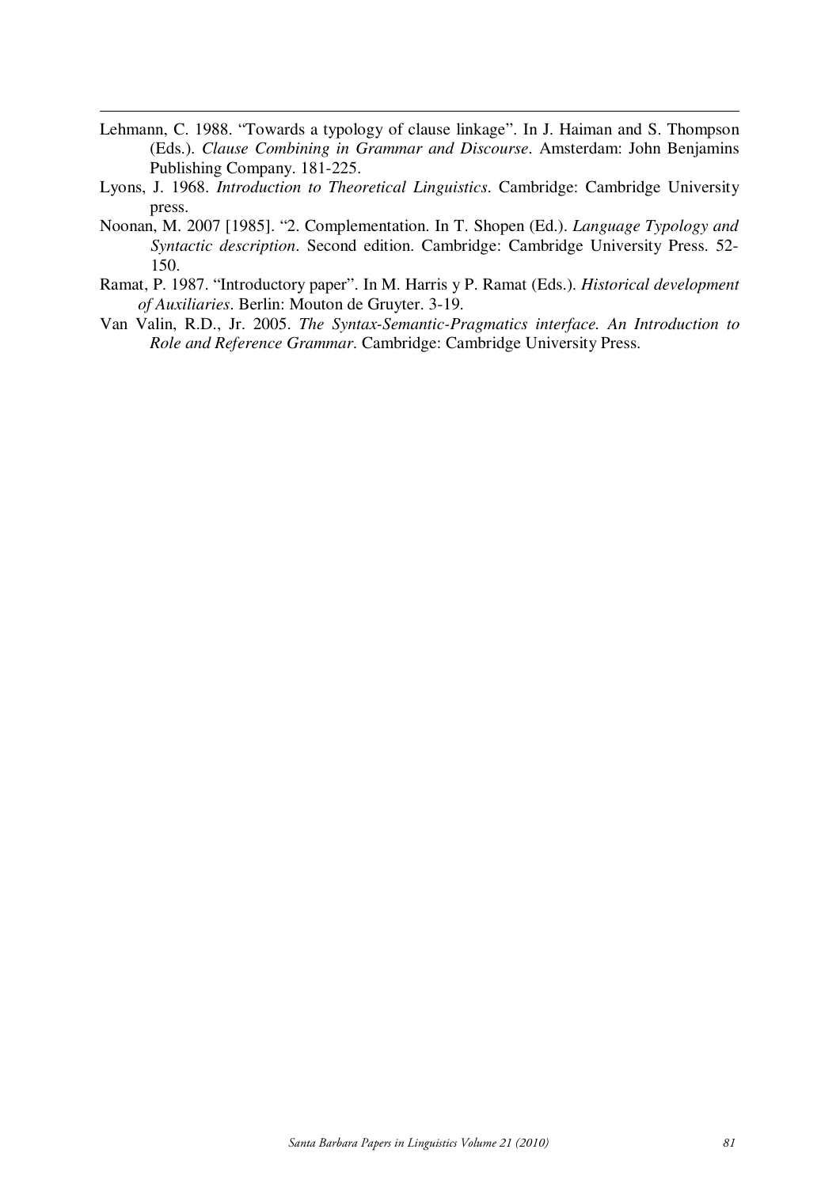Lehmann, C. 1988. “Towards a typology of clause linkage”. In J. Haiman and S. Thompson (Eds.). *Clause Combining in Grammar and Discourse*. Amsterdam: John Benjamins Publishing Company. 181-225.

Lyons, J. 1968. *Introduction to Theoretical Linguistics*. Cambridge: Cambridge University press.

Noonan, M. 2007 [1985]. “2. Complementation. In T. Shopen (Ed.). *Language Typology and Syntactic description*. Second edition. Cambridge: Cambridge University Press. 52-150.

Ramat, P. 1987. “Introductory paper”. In M. Harris y P. Ramat (Eds.). *Historical development of Auxiliaries*. Berlin: Mouton de Gruyter. 3-19.

Van Valin, R.D., Jr. 2005. *The Syntax-Semantic-Pragmatics interface. An Introduction to Role and Reference Grammar*. Cambridge: Cambridge University Press.